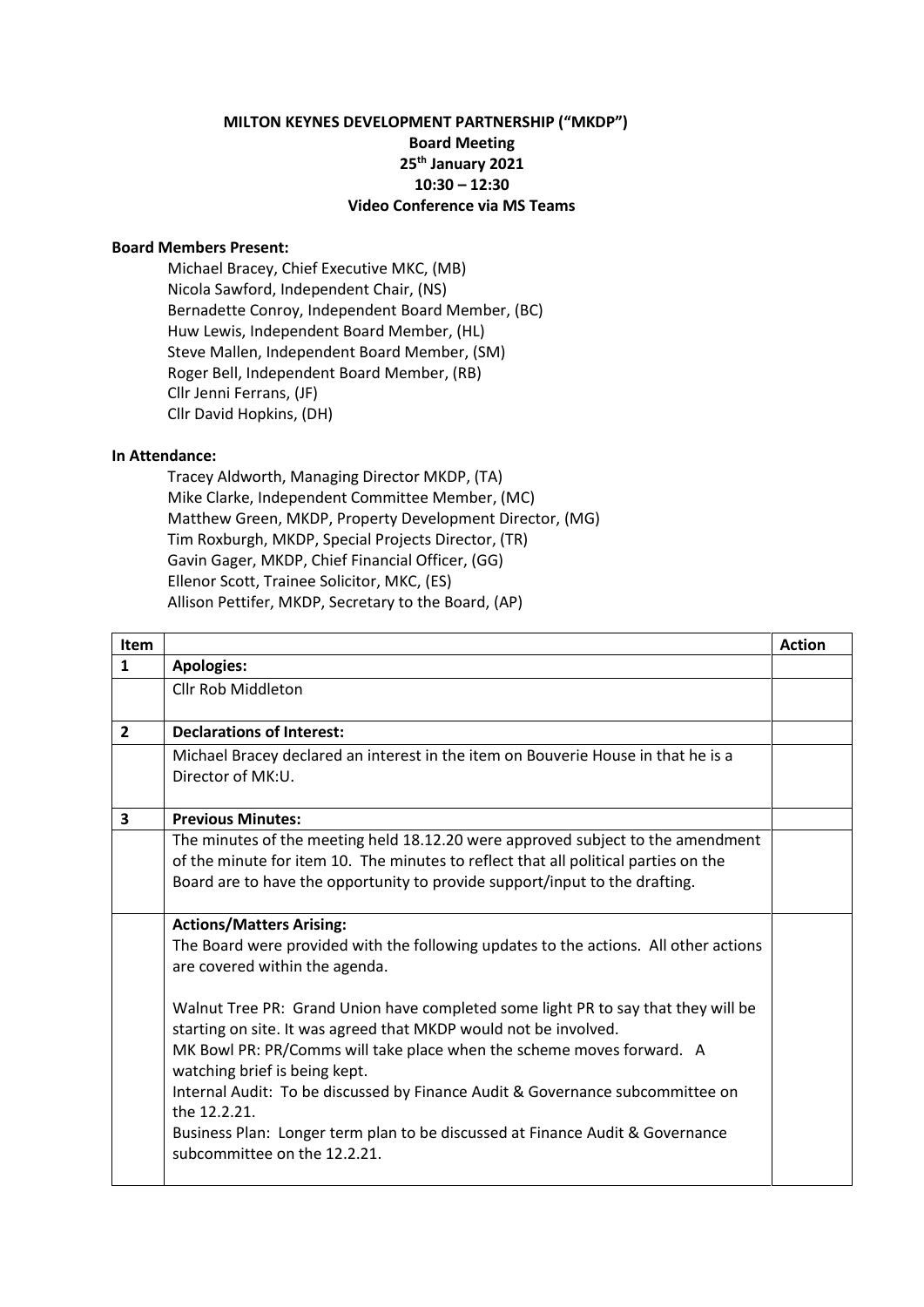**MILTON KEYNES DEVELOPMENT PARTNERSHIP ("MKDP")**
**Board Meeting**
**25th January 2021**
**10:30 – 12:30**
**Video Conference via MS Teams**

**Board Members Present:**

Michael Bracey, Chief Executive MKC, (MB)
Nicola Sawford, Independent Chair, (NS)
Bernadette Conroy, Independent Board Member, (BC)
Huw Lewis, Independent Board Member, (HL)
Steve Mallen, Independent Board Member, (SM)
Roger Bell, Independent Board Member, (RB)
Cllr Jenni Ferrans, (JF)
Cllr David Hopkins, (DH)

**In Attendance:**

Tracey Aldworth, Managing Director MKDP, (TA)
Mike Clarke, Independent Committee Member, (MC)
Matthew Green, MKDP, Property Development Director, (MG)
Tim Roxburgh, MKDP, Special Projects Director, (TR)
Gavin Gager, MKDP, Chief Financial Officer, (GG)
Ellenor Scott, Trainee Solicitor, MKC, (ES)
Allison Pettifer, MKDP, Secretary to the Board, (AP)

| Item | | Action |
|---|---|---|
| **1** | **Apologies:** | |
| | Cllr Rob Middleton | |
| **2** | **Declarations of Interest:** | |
| | Michael Bracey declared an interest in the item on Bouverie House in that he is a Director of MK:U. | |
| **3** | **Previous Minutes:** | |
| | The minutes of the meeting held 18.12.20 were approved subject to the amendment of the minute for item 10. The minutes to reflect that all political parties on the Board are to have the opportunity to provide support/input to the drafting. | |
| | **Actions/Matters Arising:**<br>The Board were provided with the following updates to the actions. All other actions are covered within the agenda.<br><br>Walnut Tree PR: Grand Union have completed some light PR to say that they will be starting on site. It was agreed that MKDP would not be involved.<br>MK Bowl PR: PR/Comms will take place when the scheme moves forward. A watching brief is being kept.<br>Internal Audit: To be discussed by Finance Audit & Governance subcommittee on the 12.2.21.<br>Business Plan: Longer term plan to be discussed at Finance Audit & Governance subcommittee on the 12.2.21. | |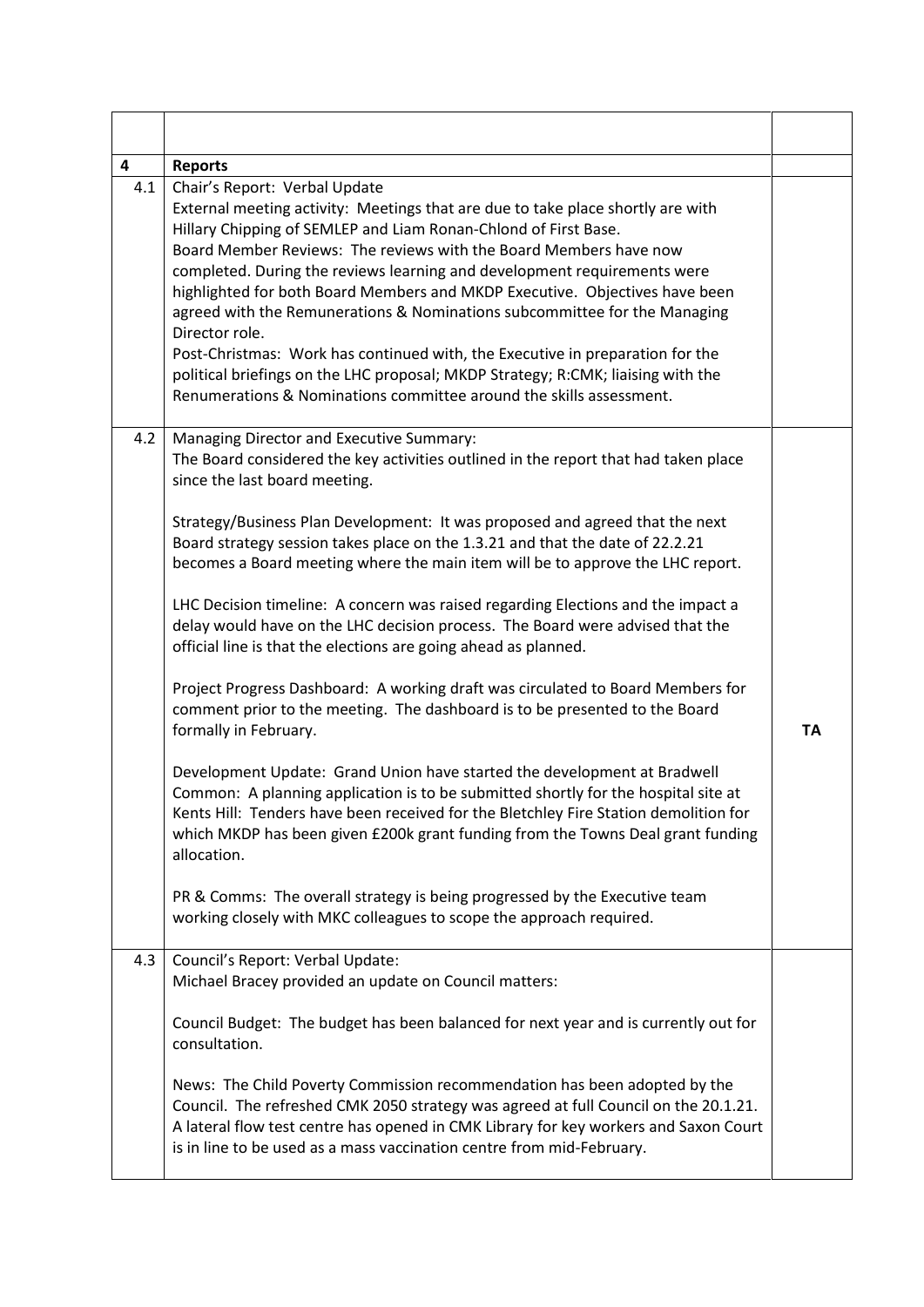| | | |
|---|---|---|
| **4** | **Reports** | |
| 4.1 | Chair's Report: Verbal Update<br>External meeting activity: Meetings that are due to take place shortly are with Hillary Chipping of SEMLEP and Liam Ronan-Chlond of First Base.<br>Board Member Reviews: The reviews with the Board Members have now completed. During the reviews learning and development requirements were highlighted for both Board Members and MKDP Executive. Objectives have been agreed with the Remunerations & Nominations subcommittee for the Managing Director role.<br>Post-Christmas: Work has continued with, the Executive in preparation for the political briefings on the LHC proposal; MKDP Strategy; R:CMK; liaising with the Renumerations & Nominations committee around the skills assessment. | |
| 4.2 | Managing Director and Executive Summary:<br>The Board considered the key activities outlined in the report that had taken place since the last board meeting.<br><br>Strategy/Business Plan Development: It was proposed and agreed that the next Board strategy session takes place on the 1.3.21 and that the date of 22.2.21 becomes a Board meeting where the main item will be to approve the LHC report.<br><br>LHC Decision timeline: A concern was raised regarding Elections and the impact a delay would have on the LHC decision process. The Board were advised that the official line is that the elections are going ahead as planned.<br><br>Project Progress Dashboard: A working draft was circulated to Board Members for comment prior to the meeting. The dashboard is to be presented to the Board formally in February.<br><br>Development Update: Grand Union have started the development at Bradwell Common: A planning application is to be submitted shortly for the hospital site at Kents Hill: Tenders have been received for the Bletchley Fire Station demolition for which MKDP has been given £200k grant funding from the Towns Deal grant funding allocation.<br><br>PR & Comms: The overall strategy is being progressed by the Executive team working closely with MKC colleagues to scope the approach required. | **TA** |
| 4.3 | Council's Report: Verbal Update:<br>Michael Bracey provided an update on Council matters:<br><br>Council Budget: The budget has been balanced for next year and is currently out for consultation.<br><br>News: The Child Poverty Commission recommendation has been adopted by the Council. The refreshed CMK 2050 strategy was agreed at full Council on the 20.1.21. A lateral flow test centre has opened in CMK Library for key workers and Saxon Court is in line to be used as a mass vaccination centre from mid-February. | |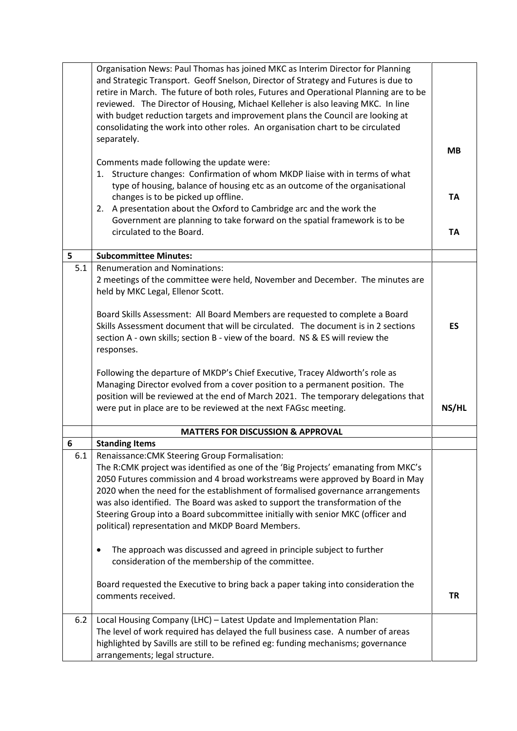| | | |
|---|---|---|
| | Organisation News: Paul Thomas has joined MKC as Interim Director for Planning and Strategic Transport. Geoff Snelson, Director of Strategy and Futures is due to retire in March. The future of both roles, Futures and Operational Planning are to be reviewed. The Director of Housing, Michael Kelleher is also leaving MKC. In line with budget reduction targets and improvement plans the Council are looking at consolidating the work into other roles. An organisation chart to be circulated separately.<br><br>Comments made following the update were:<br>1. Structure changes: Confirmation of whom MKDP liaise with in terms of what type of housing, balance of housing etc as an outcome of the organisational changes is to be picked up offline.<br>2. A presentation about the Oxford to Cambridge arc and the work the Government are planning to take forward on the spatial framework is to be circulated to the Board. | **MB**<br><br>**TA**<br><br>**TA** |
| **5** | **Subcommittee Minutes:** | |
| 5.1 | Renumeration and Nominations:<br>2 meetings of the committee were held, November and December. The minutes are held by MKC Legal, Ellenor Scott.<br><br>Board Skills Assessment: All Board Members are requested to complete a Board Skills Assessment document that will be circulated. The document is in 2 sections section A - own skills; section B - view of the board. NS & ES will review the responses.<br><br>Following the departure of MKDP's Chief Executive, Tracey Aldworth's role as Managing Director evolved from a cover position to a permanent position. The position will be reviewed at the end of March 2021. The temporary delegations that were put in place are to be reviewed at the next FAGsc meeting. | **ES**<br><br>**NS/HL** |
| | **MATTERS FOR DISCUSSION & APPROVAL** | |
| **6** | **Standing Items** | |
| 6.1 | Renaissance:CMK Steering Group Formalisation:<br>The R:CMK project was identified as one of the 'Big Projects' emanating from MKC's 2050 Futures commission and 4 broad workstreams were approved by Board in May 2020 when the need for the establishment of formalised governance arrangements was also identified. The Board was asked to support the transformation of the Steering Group into a Board subcommittee initially with senior MKC (officer and political) representation and MKDP Board Members.<br><br>• The approach was discussed and agreed in principle subject to further consideration of the membership of the committee.<br><br>Board requested the Executive to bring back a paper taking into consideration the comments received. | **TR** |
| 6.2 | Local Housing Company (LHC) – Latest Update and Implementation Plan:<br>The level of work required has delayed the full business case. A number of areas highlighted by Savills are still to be refined eg: funding mechanisms; governance arrangements; legal structure. | |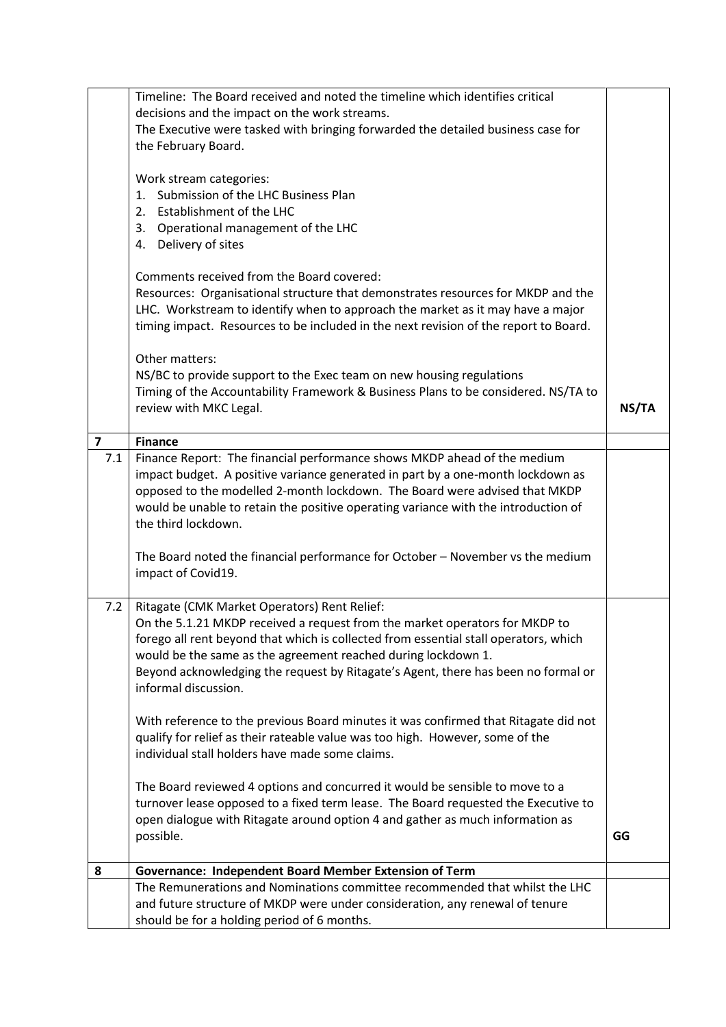| | | |
|---|---|---|
| | Timeline: The Board received and noted the timeline which identifies critical decisions and the impact on the work streams.<br>The Executive were tasked with bringing forwarded the detailed business case for the February Board.<br><br>Work stream categories:<br>1. Submission of the LHC Business Plan<br>2. Establishment of the LHC<br>3. Operational management of the LHC<br>4. Delivery of sites<br><br>Comments received from the Board covered:<br>Resources: Organisational structure that demonstrates resources for MKDP and the LHC. Workstream to identify when to approach the market as it may have a major timing impact. Resources to be included in the next revision of the report to Board.<br><br>Other matters:<br>NS/BC to provide support to the Exec team on new housing regulations<br>Timing of the Accountability Framework & Business Plans to be considered. NS/TA to review with MKC Legal. | **NS/TA** |
| **7** | **Finance** | |
| 7.1 | Finance Report: The financial performance shows MKDP ahead of the medium impact budget. A positive variance generated in part by a one-month lockdown as opposed to the modelled 2-month lockdown. The Board were advised that MKDP would be unable to retain the positive operating variance with the introduction of the third lockdown.<br><br>The Board noted the financial performance for October – November vs the medium impact of Covid19. | |
| 7.2 | Ritagate (CMK Market Operators) Rent Relief:<br>On the 5.1.21 MKDP received a request from the market operators for MKDP to forego all rent beyond that which is collected from essential stall operators, which would be the same as the agreement reached during lockdown 1.<br>Beyond acknowledging the request by Ritagate's Agent, there has been no formal or informal discussion.<br><br>With reference to the previous Board minutes it was confirmed that Ritagate did not qualify for relief as their rateable value was too high. However, some of the individual stall holders have made some claims.<br><br>The Board reviewed 4 options and concurred it would be sensible to move to a turnover lease opposed to a fixed term lease. The Board requested the Executive to open dialogue with Ritagate around option 4 and gather as much information as possible. | **GG** |
| **8** | **Governance: Independent Board Member Extension of Term** | |
| | The Remunerations and Nominations committee recommended that whilst the LHC and future structure of MKDP were under consideration, any renewal of tenure should be for a holding period of 6 months. | |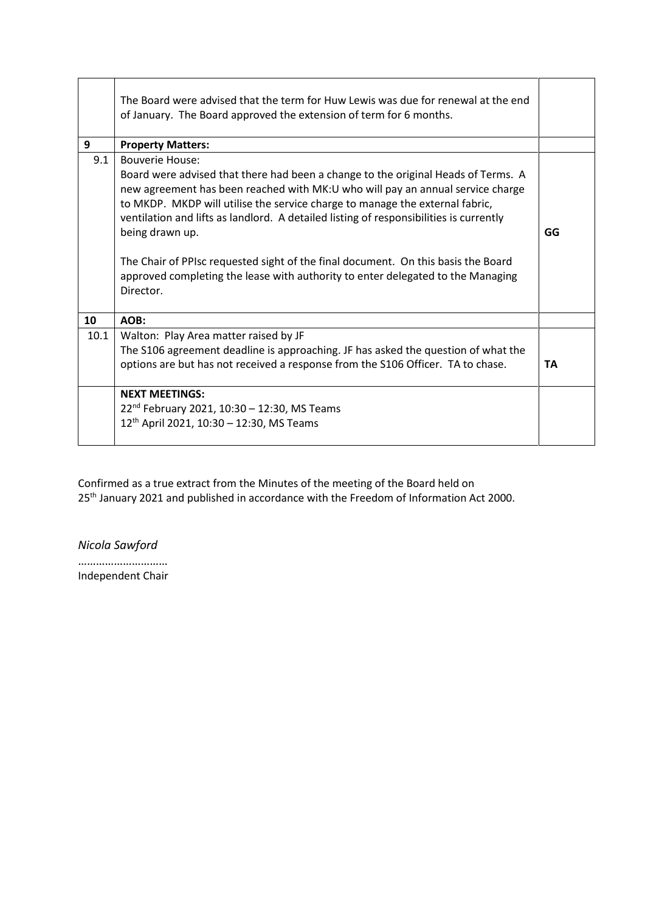| | | |
|---|---|---|
| | The Board were advised that the term for Huw Lewis was due for renewal at the end of January. The Board approved the extension of term for 6 months. | |
| **9** | **Property Matters:** | |
| 9.1 | Bouverie House:<br>Board were advised that there had been a change to the original Heads of Terms. A new agreement has been reached with MK:U who will pay an annual service charge to MKDP. MKDP will utilise the service charge to manage the external fabric, ventilation and lifts as landlord. A detailed listing of responsibilities is currently being drawn up.<br><br>The Chair of PPIsc requested sight of the final document. On this basis the Board approved completing the lease with authority to enter delegated to the Managing Director. | **GG** |
| **10** | **AOB:** | |
| 10.1 | Walton: Play Area matter raised by JF<br>The S106 agreement deadline is approaching. JF has asked the question of what the options are but has not received a response from the S106 Officer. TA to chase. | **TA** |
| | **NEXT MEETINGS:**<br>22nd February 2021, 10:30 – 12:30, MS Teams<br>12th April 2021, 10:30 – 12:30, MS Teams | |

Confirmed as a true extract from the Minutes of the meeting of the Board held on 25th January 2021 and published in accordance with the Freedom of Information Act 2000.

*Nicola Sawford*

.............................
Independent Chair